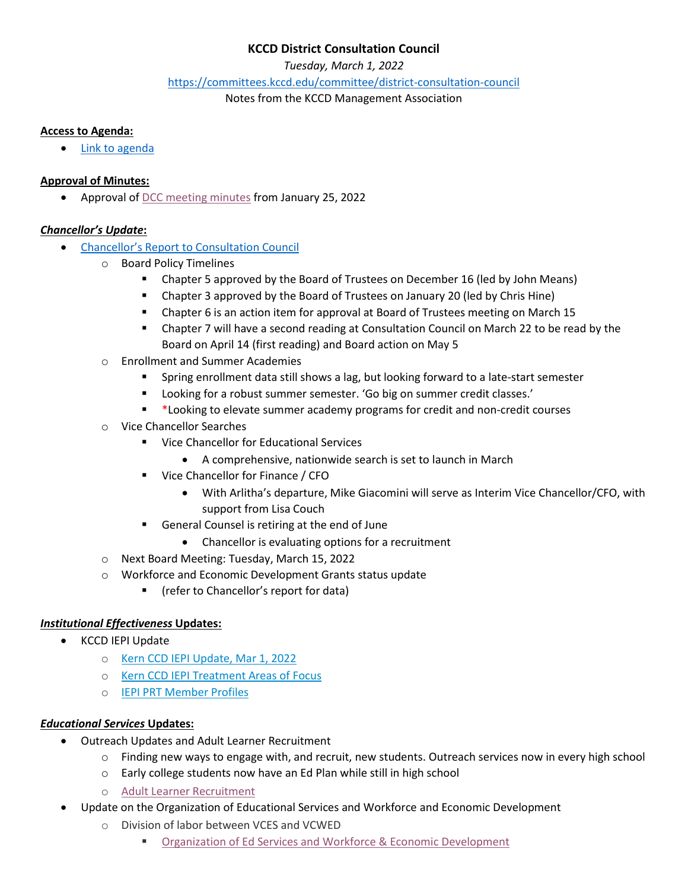**KCCD District Consultation Council**

*Tuesday, March 1, 2022*

https://committees.kccd.edu/committee/district-consultation-council

Notes from the KCCD Management Association

**Access to Agenda:**

- Link to agenda

**Approval of Minutes:**

- Approval of DCC meeting minutes from January 25, 2022

***Chancellor's Update*:**

- Chancellor's Report to Consultation Council
  - Board Policy Timelines
    - Chapter 5 approved by the Board of Trustees on December 16 (led by John Means)
    - Chapter 3 approved by the Board of Trustees on January 20 (led by Chris Hine)
    - Chapter 6 is an action item for approval at Board of Trustees meeting on March 15
    - Chapter 7 will have a second reading at Consultation Council on March 22 to be read by the Board on April 14 (first reading) and Board action on May 5
  - Enrollment and Summer Academies
    - Spring enrollment data still shows a lag, but looking forward to a late-start semester
    - Looking for a robust summer semester. 'Go big on summer credit classes.'
    - *Looking to elevate summer academy programs for credit and non-credit courses
  - Vice Chancellor Searches
    - Vice Chancellor for Educational Services
      - A comprehensive, nationwide search is set to launch in March
    - Vice Chancellor for Finance / CFO
      - With Arlitha's departure, Mike Giacomini will serve as Interim Vice Chancellor/CFO, with support from Lisa Couch
    - General Counsel is retiring at the end of June
      - Chancellor is evaluating options for a recruitment
  - Next Board Meeting: Tuesday, March 15, 2022
  - Workforce and Economic Development Grants status update
    - (refer to Chancellor's report for data)

***Institutional Effectiveness* Updates:**

- KCCD IEPI Update
  - Kern CCD IEPI Update, Mar 1, 2022
  - Kern CCD IEPI Treatment Areas of Focus
  - IEPI PRT Member Profiles

***Educational Services* Updates:**

- Outreach Updates and Adult Learner Recruitment
  - Finding new ways to engage with, and recruit, new students. Outreach services now in every high school
  - Early college students now have an Ed Plan while still in high school
  - Adult Learner Recruitment
- Update on the Organization of Educational Services and Workforce and Economic Development
  - Division of labor between VCES and VCWED
    - Organization of Ed Services and Workforce & Economic Development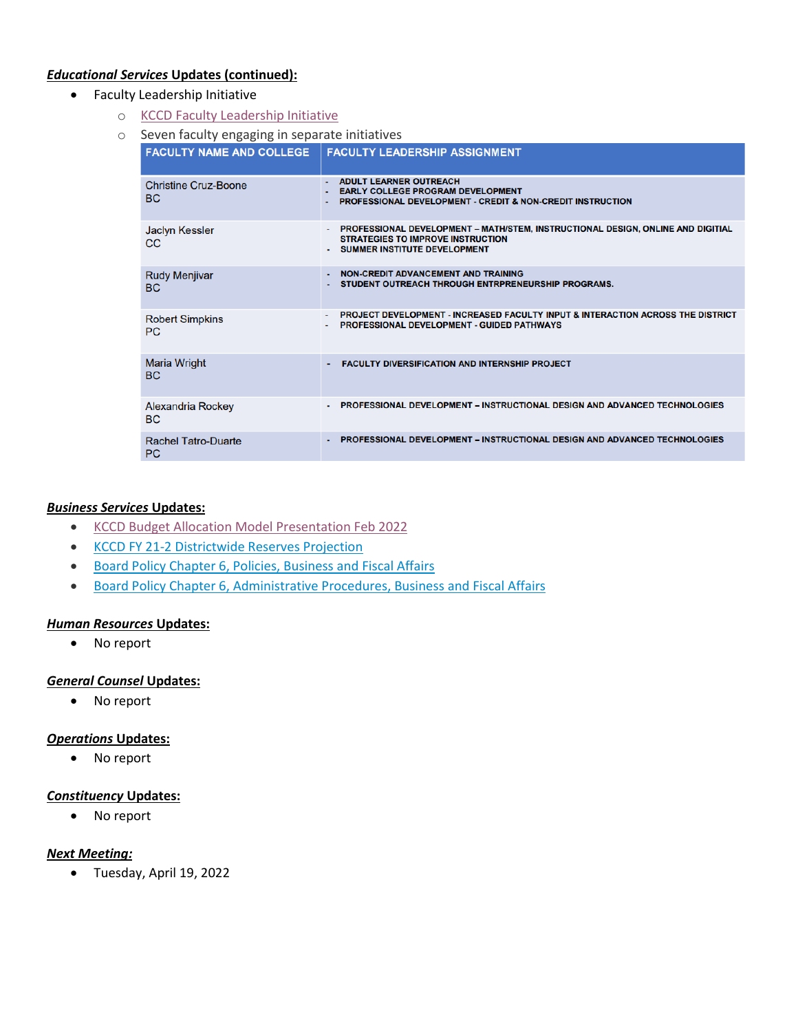***Educational Services*** **Updates (continued):**

- Faculty Leadership Initiative
  - KCCD Faculty Leadership Initiative
  - Seven faculty engaging in separate initiatives

| FACULTY NAME AND COLLEGE | FACULTY LEADERSHIP ASSIGNMENT |
|---|---|
| Christine Cruz-Boone<br>BC | - ADULT LEARNER OUTREACH<br>- EARLY COLLEGE PROGRAM DEVELOPMENT<br>- PROFESSIONAL DEVELOPMENT - CREDIT & NON-CREDIT INSTRUCTION |
| Jaclyn Kessler<br>CC | - PROFESSIONAL DEVELOPMENT – MATH/STEM, INSTRUCTIONAL DESIGN, ONLINE AND DIGITIAL STRATEGIES TO IMPROVE INSTRUCTION<br>- SUMMER INSTITUTE DEVELOPMENT |
| Rudy Menjivar<br>BC | - NON-CREDIT ADVANCEMENT AND TRAINING<br>- STUDENT OUTREACH THROUGH ENTRPRENEURSHIP PROGRAMS. |
| Robert Simpkins<br>PC | - PROJECT DEVELOPMENT - INCREASED FACULTY INPUT & INTERACTION ACROSS THE DISTRICT<br>- PROFESSIONAL DEVELOPMENT - GUIDED PATHWAYS |
| Maria Wright<br>BC | - FACULTY DIVERSIFICATION AND INTERNSHIP PROJECT |
| Alexandria Rockey<br>BC | - PROFESSIONAL DEVELOPMENT – INSTRUCTIONAL DESIGN AND ADVANCED TECHNOLOGIES |
| Rachel Tatro-Duarte<br>PC | - PROFESSIONAL DEVELOPMENT – INSTRUCTIONAL DESIGN AND ADVANCED TECHNOLOGIES |

***Business Services*** **Updates:**

- KCCD Budget Allocation Model Presentation Feb 2022
- KCCD FY 21-2 Districtwide Reserves Projection
- Board Policy Chapter 6, Policies, Business and Fiscal Affairs
- Board Policy Chapter 6, Administrative Procedures, Business and Fiscal Affairs

***Human Resources*** **Updates:**

- No report

***General Counsel*** **Updates:**

- No report

***Operations*** **Updates:**

- No report

***Constituency*** **Updates:**

- No report

***Next Meeting:***

- Tuesday, April 19, 2022